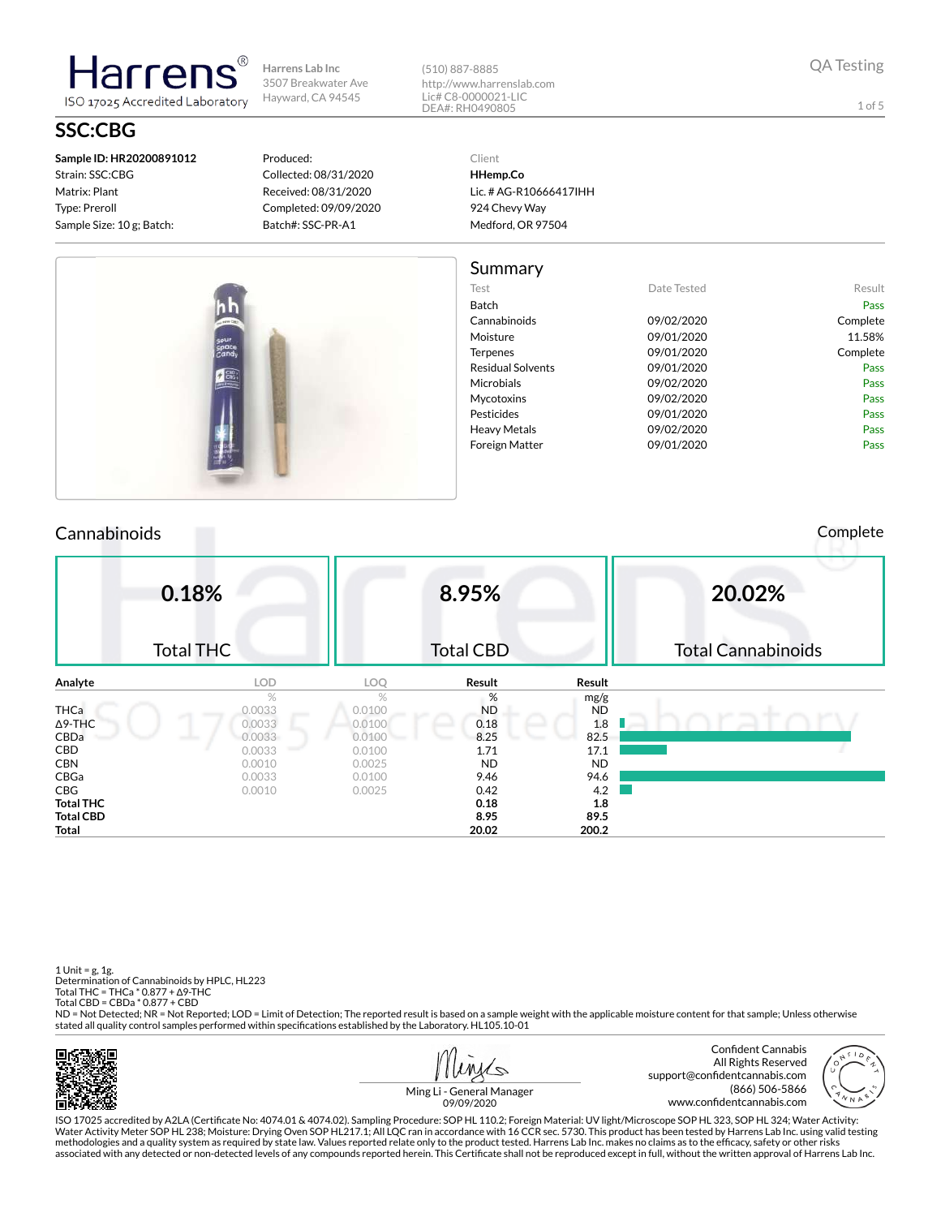# Harrens

ISO 17025 Accredited Laboratory

Harrens Lab Inc
3507 Breakwater Ave
Hayward, CA 94545

(510) 887-8885
http://www.harrenslab.com
Lic# C8-0000021-LIC
DEA#: RH0490805

QA Testing

## SSC:CBG

**Sample ID: HR20200891012**
Strain: SSC:CBG
Matrix: Plant
Type: Preroll
Sample Size: 10 g; Batch:

Produced:
Collected: 08/31/2020
Received: 08/31/2020
Completed: 09/09/2020
Batch#: SSC-PR-A1

Client
**HHemp.Co**
Lic. # AG-R10666417IHH
924 Chevy Way
Medford, OR 97504

## Summary

| Test | Date Tested | Result |
|---|---|---|
| Batch | | Pass |
| Cannabinoids | 09/02/2020 | Complete |
| Moisture | 09/01/2020 | 11.58% |
| Terpenes | 09/01/2020 | Complete |
| Residual Solvents | 09/01/2020 | Pass |
| Microbials | 09/02/2020 | Pass |
| Mycotoxins | 09/02/2020 | Pass |
| Pesticides | 09/01/2020 | Pass |
| Heavy Metals | 09/02/2020 | Pass |
| Foreign Matter | 09/01/2020 | Pass |

## Cannabinoids

Complete

**0.18%** Total THC | **8.95%** Total CBD | **20.02%** Total Cannabinoids

| Analyte | LOD | LOQ | Result | Result |
|---|---|---|---|---|
| | % | % | % | mg/g |
| THCa | 0.0033 | 0.0100 | ND | ND |
| Δ9-THC | 0.0033 | 0.0100 | 0.18 | 1.8 |
| CBDa | 0.0033 | 0.0100 | 8.25 | 82.5 |
| CBD | 0.0033 | 0.0100 | 1.71 | 17.1 |
| CBN | 0.0010 | 0.0025 | ND | ND |
| CBGa | 0.0033 | 0.0100 | 9.46 | 94.6 |
| CBG | 0.0010 | 0.0025 | 0.42 | 4.2 |
| **Total THC** | | | **0.18** | **1.8** |
| **Total CBD** | | | **8.95** | **89.5** |
| **Total** | | | **20.02** | **200.2** |

1 Unit = g, 1g.
Determination of Cannabinoids by HPLC, HL223
Total THC = THCa * 0.877 + Δ9-THC
Total CBD = CBDa * 0.877 + CBD
ND = Not Detected; NR = Not Reported; LOD = Limit of Detection; The reported result is based on a sample weight with the applicable moisture content for that sample; Unless otherwise stated all quality control samples performed within specifications established by the Laboratory. HL105.10-01

Ming Li - General Manager
09/09/2020

Confident Cannabis
All Rights Reserved
support@confidentcannabis.com
(866) 506-5866
www.confidentcannabis.com

ISO 17025 accredited by A2LA (Certificate No: 4074.01 & 4074.02). Sampling Procedure: SOP HL 110.2; Foreign Material: UV light/Microscope SOP HL 323, SOP HL 324; Water Activity: Water Activity Meter SOP HL 238; Moisture: Drying Oven SOP HL217.1; All LQC ran in accordance with 16 CCR sec. 5730. This product has been tested by Harrens Lab Inc. using valid testing methodologies and a quality system as required by state law. Values reported relate only to the product tested. Harrens Lab Inc. makes no claims as to the efficacy, safety or other risks associated with any detected or non-detected levels of any compounds reported herein. This Certificate shall not be reproduced except in full, without the written approval of Harrens Lab Inc.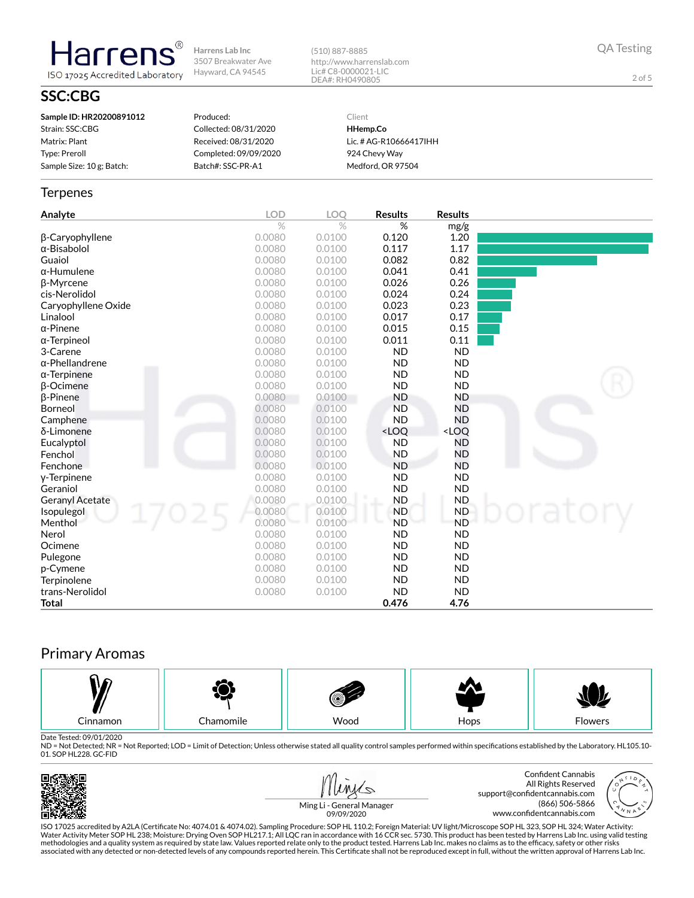Harrens
ISO 17025 Accredited Laboratory

**Harrens Lab Inc**
3507 Breakwater Ave
Hayward, CA 94545

(510) 887-8885
http://www.harrenslab.com
Lic# C8-0000021-LIC
DEA#: RH0490805

QA Testing

# SSC:CBG

**Sample ID: HR20200891012**
Strain: SSC:CBG
Matrix: Plant
Type: Preroll
Sample Size: 10 g; Batch:

Produced:
Collected: 08/31/2020
Received: 08/31/2020
Completed: 09/09/2020
Batch#: SSC-PR-A1

Client
**HHemp.Co**
Lic. # AG-R10666417IHH
924 Chevy Way
Medford, OR 97504

## Terpenes

| Analyte | LOD | LOQ | Results | Results |
|---|---|---|---|---|
| | % | % | % | mg/g |
| β-Caryophyllene | 0.0080 | 0.0100 | 0.120 | 1.20 |
| α-Bisabolol | 0.0080 | 0.0100 | 0.117 | 1.17 |
| Guaiol | 0.0080 | 0.0100 | 0.082 | 0.82 |
| α-Humulene | 0.0080 | 0.0100 | 0.041 | 0.41 |
| β-Myrcene | 0.0080 | 0.0100 | 0.026 | 0.26 |
| cis-Nerolidol | 0.0080 | 0.0100 | 0.024 | 0.24 |
| Caryophyllene Oxide | 0.0080 | 0.0100 | 0.023 | 0.23 |
| Linalool | 0.0080 | 0.0100 | 0.017 | 0.17 |
| α-Pinene | 0.0080 | 0.0100 | 0.015 | 0.15 |
| α-Terpineol | 0.0080 | 0.0100 | 0.011 | 0.11 |
| 3-Carene | 0.0080 | 0.0100 | ND | ND |
| α-Phellandrene | 0.0080 | 0.0100 | ND | ND |
| α-Terpinene | 0.0080 | 0.0100 | ND | ND |
| β-Ocimene | 0.0080 | 0.0100 | ND | ND |
| β-Pinene | 0.0080 | 0.0100 | ND | ND |
| Borneol | 0.0080 | 0.0100 | ND | ND |
| Camphene | 0.0080 | 0.0100 | ND | ND |
| δ-Limonene | 0.0080 | 0.0100 | <LOQ | <LOQ |
| Eucalyptol | 0.0080 | 0.0100 | ND | ND |
| Fenchol | 0.0080 | 0.0100 | ND | ND |
| Fenchone | 0.0080 | 0.0100 | ND | ND |
| γ-Terpinene | 0.0080 | 0.0100 | ND | ND |
| Geraniol | 0.0080 | 0.0100 | ND | ND |
| Geranyl Acetate | 0.0080 | 0.0100 | ND | ND |
| Isopulegol | 0.0080 | 0.0100 | ND | ND |
| Menthol | 0.0080 | 0.0100 | ND | ND |
| Nerol | 0.0080 | 0.0100 | ND | ND |
| Ocimene | 0.0080 | 0.0100 | ND | ND |
| Pulegone | 0.0080 | 0.0100 | ND | ND |
| p-Cymene | 0.0080 | 0.0100 | ND | ND |
| Terpinolene | 0.0080 | 0.0100 | ND | ND |
| trans-Nerolidol | 0.0080 | 0.0100 | ND | ND |
| **Total** | | | **0.476** | **4.76** |

## Primary Aromas

Cinnamon | Chamomile | Wood | Hops | Flowers

Date Tested: 09/01/2020
ND = Not Detected; NR = Not Reported; LOD = Limit of Detection; Unless otherwise stated all quality control samples performed within specifications established by the Laboratory. HL105.10-01. SOP HL228. GC-FID

Ming Li - General Manager
09/09/2020

Confident Cannabis
All Rights Reserved
support@confidentcannabis.com
(866) 506-5866
www.confidentcannabis.com

ISO 17025 accredited by A2LA (Certificate No: 4074.01 & 4074.02). Sampling Procedure: SOP HL 110.2; Foreign Material: UV light/Microscope SOP HL 323, SOP HL 324; Water Activity: Water Activity Meter SOP HL 238; Moisture: Drying Oven SOP HL217.1; All LQC ran in accordance with 16 CCR sec. 5730. This product has been tested by Harrens Lab Inc. using valid testing methodologies and a quality system as required by state law. Values reported relate only to the product tested. Harrens Lab Inc. makes no claims as to the efficacy, safety or other risks associated with any detected or non-detected levels of any compounds reported herein. This Certificate shall not be reproduced except in full, without the written approval of Harrens Lab Inc.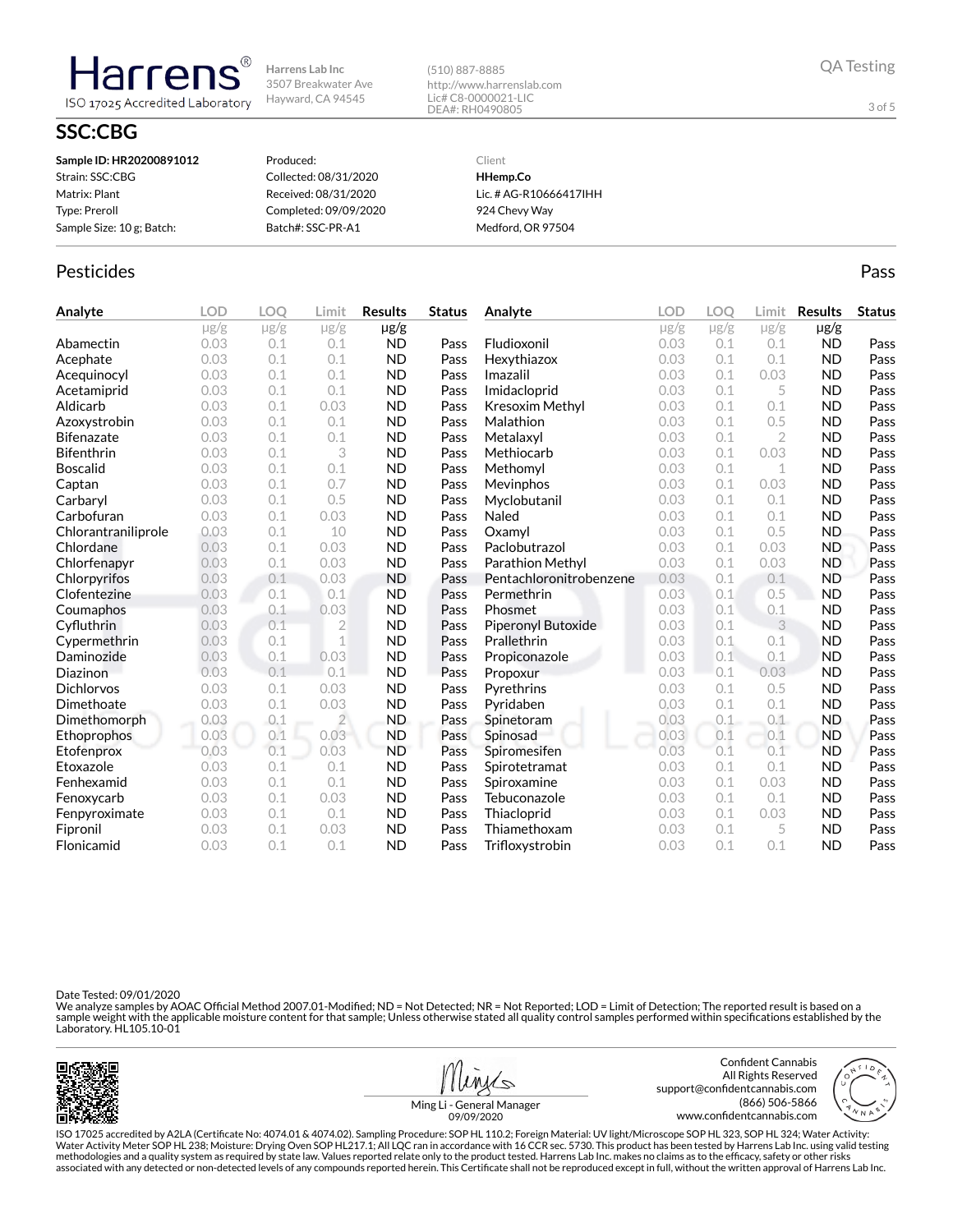# Harrens
ISO 17025 Accredited Laboratory

Harrens Lab Inc
3507 Breakwater Ave
Hayward, CA 94545

(510) 887-8885
http://www.harrenslab.com
Lic# C8-0000021-LIC
DEA#: RH0490805

QA Testing

## SSC:CBG

**Sample ID: HR20200891012**
Strain: SSC:CBG
Matrix: Plant
Type: Preroll
Sample Size: 10 g; Batch:

Produced:
Collected: 08/31/2020
Received: 08/31/2020
Completed: 09/09/2020
Batch#: SSC-PR-A1

Client
**HHemp.Co**
Lic. # AG-R10666417IHH
924 Chevy Way
Medford, OR 97504

## Pesticides

Pass

| Analyte | LOD µg/g | LOQ µg/g | Limit µg/g | Results µg/g | Status |
|---|---|---|---|---|---|
| Abamectin | 0.03 | 0.1 | 0.1 | ND | Pass |
| Acephate | 0.03 | 0.1 | 0.1 | ND | Pass |
| Acequinocyl | 0.03 | 0.1 | 0.1 | ND | Pass |
| Acetamiprid | 0.03 | 0.1 | 0.1 | ND | Pass |
| Aldicarb | 0.03 | 0.1 | 0.03 | ND | Pass |
| Azoxystrobin | 0.03 | 0.1 | 0.1 | ND | Pass |
| Bifenazate | 0.03 | 0.1 | 0.1 | ND | Pass |
| Bifenthrin | 0.03 | 0.1 | 3 | ND | Pass |
| Boscalid | 0.03 | 0.1 | 0.1 | ND | Pass |
| Captan | 0.03 | 0.1 | 0.7 | ND | Pass |
| Carbaryl | 0.03 | 0.1 | 0.5 | ND | Pass |
| Carbofuran | 0.03 | 0.1 | 0.03 | ND | Pass |
| Chlorantraniliprole | 0.03 | 0.1 | 10 | ND | Pass |
| Chlordane | 0.03 | 0.1 | 0.03 | ND | Pass |
| Chlorfenapyr | 0.03 | 0.1 | 0.03 | ND | Pass |
| Chlorpyrifos | 0.03 | 0.1 | 0.03 | ND | Pass |
| Clofentezine | 0.03 | 0.1 | 0.1 | ND | Pass |
| Coumaphos | 0.03 | 0.1 | 0.03 | ND | Pass |
| Cyfluthrin | 0.03 | 0.1 | 2 | ND | Pass |
| Cypermethrin | 0.03 | 0.1 | 1 | ND | Pass |
| Daminozide | 0.03 | 0.1 | 0.03 | ND | Pass |
| Diazinon | 0.03 | 0.1 | 0.1 | ND | Pass |
| Dichlorvos | 0.03 | 0.1 | 0.03 | ND | Pass |
| Dimethoate | 0.03 | 0.1 | 0.03 | ND | Pass |
| Dimethomorph | 0.03 | 0.1 | 2 | ND | Pass |
| Ethoprophos | 0.03 | 0.1 | 0.03 | ND | Pass |
| Etofenprox | 0.03 | 0.1 | 0.03 | ND | Pass |
| Etoxazole | 0.03 | 0.1 | 0.1 | ND | Pass |
| Fenhexamid | 0.03 | 0.1 | 0.1 | ND | Pass |
| Fenoxycarb | 0.03 | 0.1 | 0.03 | ND | Pass |
| Fenpyroximate | 0.03 | 0.1 | 0.1 | ND | Pass |
| Fipronil | 0.03 | 0.1 | 0.03 | ND | Pass |
| Flonicamid | 0.03 | 0.1 | 0.1 | ND | Pass |
| Fludioxonil | 0.03 | 0.1 | 0.1 | ND | Pass |
| Hexythiazox | 0.03 | 0.1 | 0.1 | ND | Pass |
| Imazalil | 0.03 | 0.1 | 0.03 | ND | Pass |
| Imidacloprid | 0.03 | 0.1 | 5 | ND | Pass |
| Kresoxim Methyl | 0.03 | 0.1 | 0.1 | ND | Pass |
| Malathion | 0.03 | 0.1 | 0.5 | ND | Pass |
| Metalaxyl | 0.03 | 0.1 | 2 | ND | Pass |
| Methiocarb | 0.03 | 0.1 | 0.03 | ND | Pass |
| Methomyl | 0.03 | 0.1 | 1 | ND | Pass |
| Mevinphos | 0.03 | 0.1 | 0.03 | ND | Pass |
| Myclobutanil | 0.03 | 0.1 | 0.1 | ND | Pass |
| Naled | 0.03 | 0.1 | 0.1 | ND | Pass |
| Oxamyl | 0.03 | 0.1 | 0.5 | ND | Pass |
| Paclobutrazol | 0.03 | 0.1 | 0.03 | ND | Pass |
| Parathion Methyl | 0.03 | 0.1 | 0.03 | ND | Pass |
| Pentachloronitrobenzene | 0.03 | 0.1 | 0.1 | ND | Pass |
| Permethrin | 0.03 | 0.1 | 0.5 | ND | Pass |
| Phosmet | 0.03 | 0.1 | 0.1 | ND | Pass |
| Piperonyl Butoxide | 0.03 | 0.1 | 3 | ND | Pass |
| Prallethrin | 0.03 | 0.1 | 0.1 | ND | Pass |
| Propiconazole | 0.03 | 0.1 | 0.1 | ND | Pass |
| Propoxur | 0.03 | 0.1 | 0.03 | ND | Pass |
| Pyrethrins | 0.03 | 0.1 | 0.5 | ND | Pass |
| Pyridaben | 0.03 | 0.1 | 0.1 | ND | Pass |
| Spinetoram | 0.03 | 0.1 | 0.1 | ND | Pass |
| Spinosad | 0.03 | 0.1 | 0.1 | ND | Pass |
| Spiromesifen | 0.03 | 0.1 | 0.1 | ND | Pass |
| Spirotetramat | 0.03 | 0.1 | 0.1 | ND | Pass |
| Spiroxamine | 0.03 | 0.1 | 0.03 | ND | Pass |
| Tebuconazole | 0.03 | 0.1 | 0.1 | ND | Pass |
| Thiacloprid | 0.03 | 0.1 | 0.03 | ND | Pass |
| Thiamethoxam | 0.03 | 0.1 | 5 | ND | Pass |
| Trifloxystrobin | 0.03 | 0.1 | 0.1 | ND | Pass |

Date Tested: 09/01/2020
We analyze samples by AOAC Official Method 2007.01-Modified; ND = Not Detected; NR = Not Reported; LOD = Limit of Detection; The reported result is based on a sample weight with the applicable moisture content for that sample; Unless otherwise stated all quality control samples performed within specifications established by the Laboratory. HL105.10-01

Ming Li - General Manager
09/09/2020

Confident Cannabis
All Rights Reserved
support@confidentcannabis.com
(866) 506-5866
www.confidentcannabis.com

ISO 17025 accredited by A2LA (Certificate No: 4074.01 & 4074.02). Sampling Procedure: SOP HL 110.2; Foreign Material: UV light/Microscope SOP HL 323, SOP HL 324; Water Activity: Water Activity Meter SOP HL 238; Moisture: Drying Oven SOP HL217.1; All LQC ran in accordance with 16 CCR sec. 5730. This product has been tested by Harrens Lab Inc. using valid testing methodologies and a quality system as required by state law. Values reported relate only to the product tested. Harrens Lab Inc. makes no claims as to the efficacy, safety or other risks associated with any detected or non-detected levels of any compounds reported herein. This Certificate shall not be reproduced except in full, without the written approval of Harrens Lab Inc.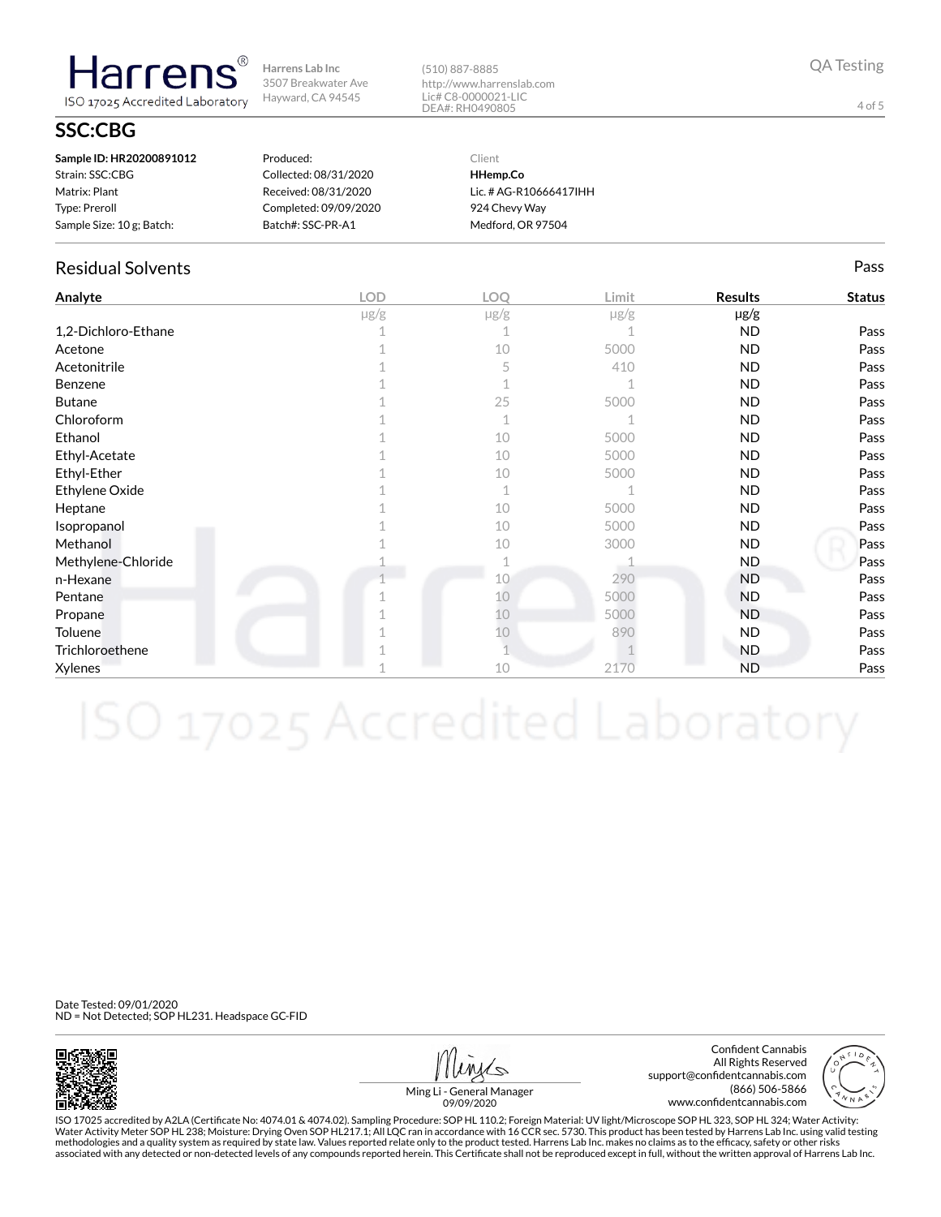Harrens®
ISO 17025 Accredited Laboratory

Harrens Lab Inc
3507 Breakwater Ave
Hayward, CA 94545

(510) 887-8885
http://www.harrenslab.com
Lic# C8-0000021-LIC
DEA#: RH0490805

QA Testing

# SSC:CBG

| | | |
|---|---|---|
| **Sample ID: HR20200891012** | Produced: | Client |
| Strain: SSC:CBG | Collected: 08/31/2020 | **HHemp.Co** |
| Matrix: Plant | Received: 08/31/2020 | Lic. # AG-R10666417IHH |
| Type: Preroll | Completed: 09/09/2020 | 924 Chevy Way |
| Sample Size: 10 g; Batch: | Batch#: SSC-PR-A1 | Medford, OR 97504 |

## Residual Solvents

Pass

| Analyte | LOD | LOQ | Limit | Results | Status |
|---|---|---|---|---|---|
| | μg/g | μg/g | μg/g | μg/g | |
| 1,2-Dichloro-Ethane | 1 | 1 | 1 | ND | Pass |
| Acetone | 1 | 10 | 5000 | ND | Pass |
| Acetonitrile | 1 | 5 | 410 | ND | Pass |
| Benzene | 1 | 1 | 1 | ND | Pass |
| Butane | 1 | 25 | 5000 | ND | Pass |
| Chloroform | 1 | 1 | 1 | ND | Pass |
| Ethanol | 1 | 10 | 5000 | ND | Pass |
| Ethyl-Acetate | 1 | 10 | 5000 | ND | Pass |
| Ethyl-Ether | 1 | 10 | 5000 | ND | Pass |
| Ethylene Oxide | 1 | 1 | 1 | ND | Pass |
| Heptane | 1 | 10 | 5000 | ND | Pass |
| Isopropanol | 1 | 10 | 5000 | ND | Pass |
| Methanol | 1 | 10 | 3000 | ND | Pass |
| Methylene-Chloride | 1 | 1 | 1 | ND | Pass |
| n-Hexane | 1 | 10 | 290 | ND | Pass |
| Pentane | 1 | 10 | 5000 | ND | Pass |
| Propane | 1 | 10 | 5000 | ND | Pass |
| Toluene | 1 | 10 | 890 | ND | Pass |
| Trichloroethene | 1 | 1 | 1 | ND | Pass |
| Xylenes | 1 | 10 | 2170 | ND | Pass |

Date Tested: 09/01/2020
ND = Not Detected; SOP HL231. Headspace GC-FID

Ming Li - General Manager
09/09/2020

Confident Cannabis
All Rights Reserved
support@confidentcannabis.com
(866) 506-5866
www.confidentcannabis.com

ISO 17025 accredited by A2LA (Certificate No: 4074.01 & 4074.02). Sampling Procedure: SOP HL 110.2; Foreign Material: UV light/Microscope SOP HL 323, SOP HL 324; Water Activity: Water Activity Meter SOP HL 238; Moisture: Drying Oven SOP HL217.1; All LQC ran in accordance with 16 CCR sec. 5730. This product has been tested by Harrens Lab Inc. using valid testing methodologies and a quality system as required by state law. Values reported relate only to the product tested. Harrens Lab Inc. makes no claims as to the efficacy, safety or other risks associated with any detected or non-detected levels of any compounds reported herein. This Certificate shall not be reproduced except in full, without the written approval of Harrens Lab Inc.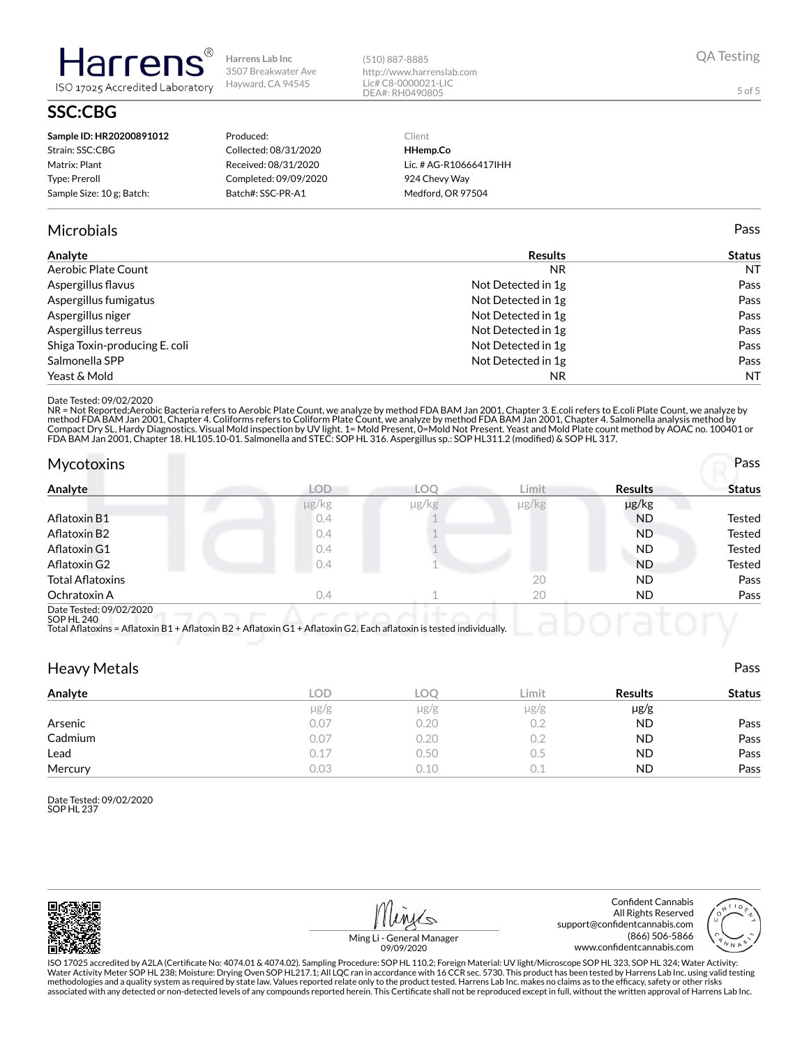Harrens®
ISO 17025 Accredited Laboratory

Harrens Lab Inc
3507 Breakwater Ave
Hayward, CA 94545

(510) 887-8885
http://www.harrenslab.com
Lic# C8-0000021-LIC
DEA#: RH0490805

QA Testing

# SSC:CBG

| | | |
|---|---|---|
| **Sample ID: HR20200891012** | Produced: | Client |
| Strain: SSC:CBG | Collected: 08/31/2020 | **HHemp.Co** |
| Matrix: Plant | Received: 08/31/2020 | Lic. # AG-R10666417IHH |
| Type: Preroll | Completed: 09/09/2020 | 924 Chevy Way |
| Sample Size: 10 g; Batch: | Batch#: SSC-PR-A1 | Medford, OR 97504 |

## Microbials

Pass

| Analyte | Results | Status |
|---|---|---|
| Aerobic Plate Count | NR | NT |
| Aspergillus flavus | Not Detected in 1g | Pass |
| Aspergillus fumigatus | Not Detected in 1g | Pass |
| Aspergillus niger | Not Detected in 1g | Pass |
| Aspergillus terreus | Not Detected in 1g | Pass |
| Shiga Toxin-producing E. coli | Not Detected in 1g | Pass |
| Salmonella SPP | Not Detected in 1g | Pass |
| Yeast & Mold | NR | NT |

Date Tested: 09/02/2020
NR = Not Reported;Aerobic Bacteria refers to Aerobic Plate Count, we analyze by method FDA BAM Jan 2001, Chapter 3. E.coli refers to E.coli Plate Count, we analyze by method FDA BAM Jan 2001, Chapter 4. Coliforms refers to Coliform Plate Count, we analyze by method FDA BAM Jan 2001, Chapter 4. Salmonella analysis method by Compact Dry SL, Hardy Diagnostics. Visual Mold inspection by UV light. 1= Mold Present, 0=Mold Not Present. Yeast and Mold Plate count method by AOAC no. 100401 or FDA BAM Jan 2001, Chapter 18. HL105.10-01. Salmonella and STEC: SOP HL 316. Aspergillus sp.: SOP HL311.2 (modified) & SOP HL 317.

## Mycotoxins

Pass

| Analyte | LOD | LOQ | Limit | Results | Status |
|---|---|---|---|---|---|
| | µg/kg | µg/kg | µg/kg | µg/kg | |
| Aflatoxin B1 | 0.4 | 1 | | ND | Tested |
| Aflatoxin B2 | 0.4 | 1 | | ND | Tested |
| Aflatoxin G1 | 0.4 | 1 | | ND | Tested |
| Aflatoxin G2 | 0.4 | 1 | | ND | Tested |
| Total Aflatoxins | | | 20 | ND | Pass |
| Ochratoxin A | 0.4 | 1 | 20 | ND | Pass |

Date Tested: 09/02/2020
SOP HL 240
Total Aflatoxins = Aflatoxin B1 + Aflatoxin B2 + Aflatoxin G1 + Aflatoxin G2. Each aflatoxin is tested individually.

## Heavy Metals

Pass

| Analyte | LOD | LOQ | Limit | Results | Status |
|---|---|---|---|---|---|
| | µg/g | µg/g | µg/g | µg/g | |
| Arsenic | 0.07 | 0.20 | 0.2 | ND | Pass |
| Cadmium | 0.07 | 0.20 | 0.2 | ND | Pass |
| Lead | 0.17 | 0.50 | 0.5 | ND | Pass |
| Mercury | 0.03 | 0.10 | 0.1 | ND | Pass |

Date Tested: 09/02/2020
SOP HL 237

Ming Li - General Manager
09/09/2020

Confident Cannabis
All Rights Reserved
support@confidentcannabis.com
(866) 506-5866
www.confidentcannabis.com

ISO 17025 accredited by A2LA (Certificate No: 4074.01 & 4074.02). Sampling Procedure: SOP HL 110.2; Foreign Material: UV light/Microscope SOP HL 323, SOP HL 324; Water Activity: Water Activity Meter SOP HL 238; Moisture: Drying Oven SOP HL217.1; All LQC ran in accordance with 16 CCR sec. 5730. This product has been tested by Harrens Lab Inc. using valid testing methodologies and a quality system as required by state law. Values reported relate only to the product tested. Harrens Lab Inc. makes no claims as to the efficacy, safety or other risks associated with any detected or non-detected levels of any compounds reported herein. This Certificate shall not be reproduced except in full, without the written approval of Harrens Lab Inc.